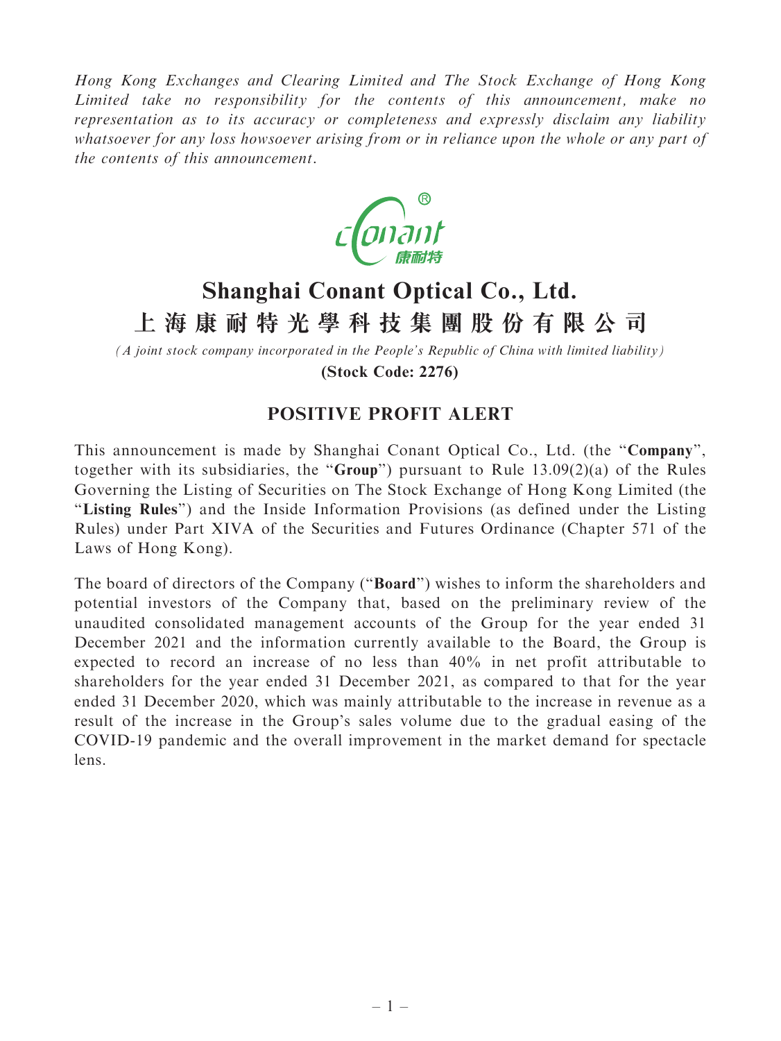*Hong Kong Exchanges and Clearing Limited and The Stock Exchange of Hong Kong Limited take no responsibility for the contents of this announcement, make no representation as to its accuracy or completeness and expressly disclaim any liability whatsoever for any loss howsoever arising from or in reliance upon the whole or any part of the contents of this announcement.*

# Shanghai Conant Optical Co., Ltd.
# 上海康耐特光學科技集團股份有限公司

*(A joint stock company incorporated in the People's Republic of China with limited liability)*

**(Stock Code: 2276)**

## POSITIVE PROFIT ALERT

This announcement is made by Shanghai Conant Optical Co., Ltd. (the "**Company**", together with its subsidiaries, the "**Group**") pursuant to Rule 13.09(2)(a) of the Rules Governing the Listing of Securities on The Stock Exchange of Hong Kong Limited (the "**Listing Rules**") and the Inside Information Provisions (as defined under the Listing Rules) under Part XIVA of the Securities and Futures Ordinance (Chapter 571 of the Laws of Hong Kong).

The board of directors of the Company ("**Board**") wishes to inform the shareholders and potential investors of the Company that, based on the preliminary review of the unaudited consolidated management accounts of the Group for the year ended 31 December 2021 and the information currently available to the Board, the Group is expected to record an increase of no less than 40% in net profit attributable to shareholders for the year ended 31 December 2021, as compared to that for the year ended 31 December 2020, which was mainly attributable to the increase in revenue as a result of the increase in the Group's sales volume due to the gradual easing of the COVID-19 pandemic and the overall improvement in the market demand for spectacle lens.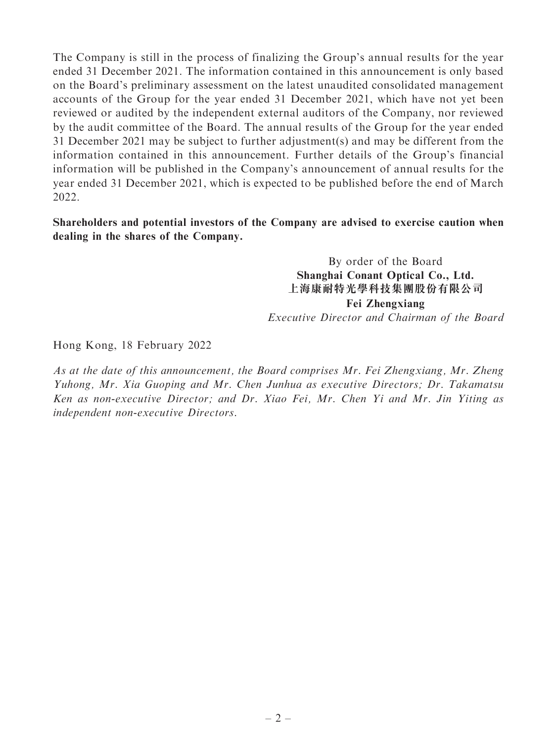The Company is still in the process of finalizing the Group's annual results for the year ended 31 December 2021. The information contained in this announcement is only based on the Board's preliminary assessment on the latest unaudited consolidated management accounts of the Group for the year ended 31 December 2021, which have not yet been reviewed or audited by the independent external auditors of the Company, nor reviewed by the audit committee of the Board. The annual results of the Group for the year ended 31 December 2021 may be subject to further adjustment(s) and may be different from the information contained in this announcement. Further details of the Group's financial information will be published in the Company's announcement of annual results for the year ended 31 December 2021, which is expected to be published before the end of March 2022.

**Shareholders and potential investors of the Company are advised to exercise caution when dealing in the shares of the Company.**

By order of the Board
**Shanghai Conant Optical Co., Ltd.**
**上海康耐特光學科技集團股份有限公司**
**Fei Zhengxiang**
*Executive Director and Chairman of the Board*

Hong Kong, 18 February 2022

*As at the date of this announcement, the Board comprises Mr. Fei Zhengxiang, Mr. Zheng Yuhong, Mr. Xia Guoping and Mr. Chen Junhua as executive Directors; Dr. Takamatsu Ken as non-executive Director; and Dr. Xiao Fei, Mr. Chen Yi and Mr. Jin Yiting as independent non-executive Directors.*